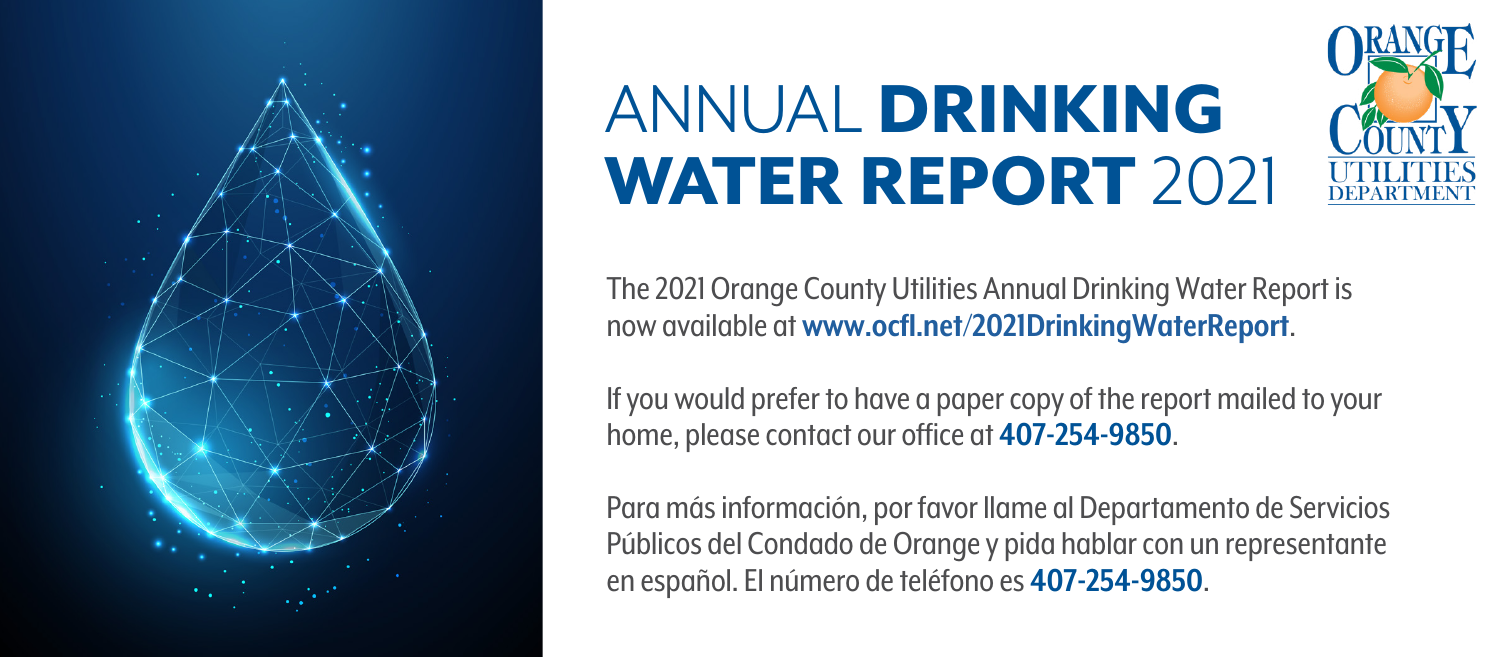# ANNUAL DRINKING WATER REPORT 2021

ORANGE COUNTY UTILITIES DEPARTMENT

The 2021 Orange County Utilities Annual Drinking Water Report is now available at **www.ocfl.net/2021DrinkingWaterReport**.

If you would prefer to have a paper copy of the report mailed to your home, please contact our office at **407-254-9850**.

Para más información, por favor llame al Departamento de Servicios Públicos del Condado de Orange y pida hablar con un representante en español. El número de teléfono es **407-254-9850**.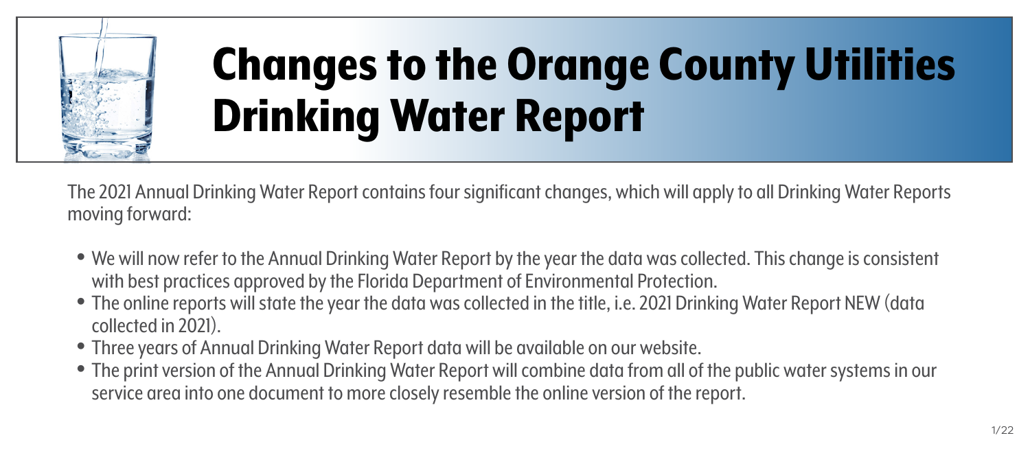# Changes to the Orange County Utilities Drinking Water Report

The 2021 Annual Drinking Water Report contains four significant changes, which will apply to all Drinking Water Reports moving forward:

- We will now refer to the Annual Drinking Water Report by the year the data was collected. This change is consistent with best practices approved by the Florida Department of Environmental Protection.
- The online reports will state the year the data was collected in the title, i.e. 2021 Drinking Water Report NEW (data collected in 2021).
- Three years of Annual Drinking Water Report data will be available on our website.
- The print version of the Annual Drinking Water Report will combine data from all of the public water systems in our service area into one document to more closely resemble the online version of the report.